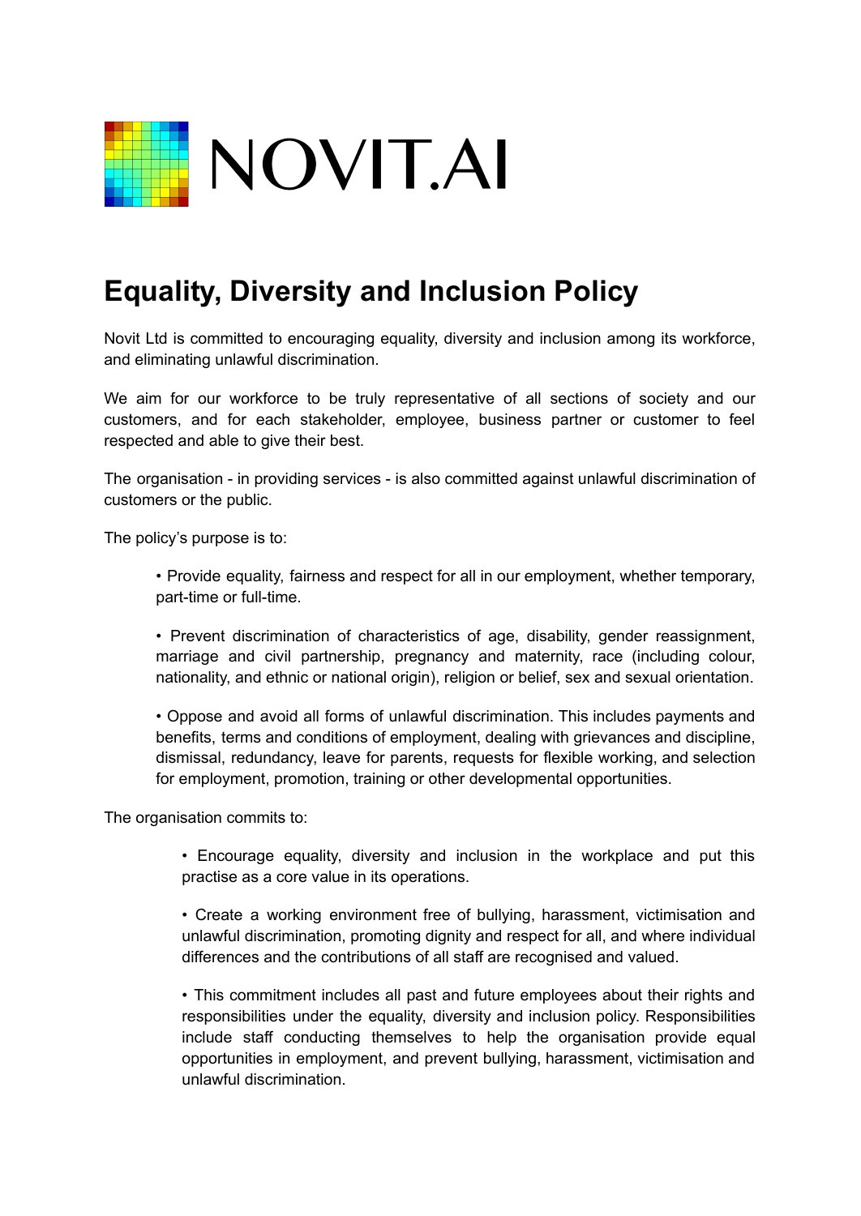NOVIT.AI

# Equality, Diversity and Inclusion Policy

Novit Ltd is committed to encouraging equality, diversity and inclusion among its workforce, and eliminating unlawful discrimination.

We aim for our workforce to be truly representative of all sections of society and our customers, and for each stakeholder, employee, business partner or customer to feel respected and able to give their best.

The organisation - in providing services - is also committed against unlawful discrimination of customers or the public.

The policy's purpose is to:

- Provide equality, fairness and respect for all in our employment, whether temporary, part-time or full-time.
- Prevent discrimination of characteristics of age, disability, gender reassignment, marriage and civil partnership, pregnancy and maternity, race (including colour, nationality, and ethnic or national origin), religion or belief, sex and sexual orientation.
- Oppose and avoid all forms of unlawful discrimination. This includes payments and benefits, terms and conditions of employment, dealing with grievances and discipline, dismissal, redundancy, leave for parents, requests for flexible working, and selection for employment, promotion, training or other developmental opportunities.

The organisation commits to:

- Encourage equality, diversity and inclusion in the workplace and put this practise as a core value in its operations.
- Create a working environment free of bullying, harassment, victimisation and unlawful discrimination, promoting dignity and respect for all, and where individual differences and the contributions of all staff are recognised and valued.
- This commitment includes all past and future employees about their rights and responsibilities under the equality, diversity and inclusion policy. Responsibilities include staff conducting themselves to help the organisation provide equal opportunities in employment, and prevent bullying, harassment, victimisation and unlawful discrimination.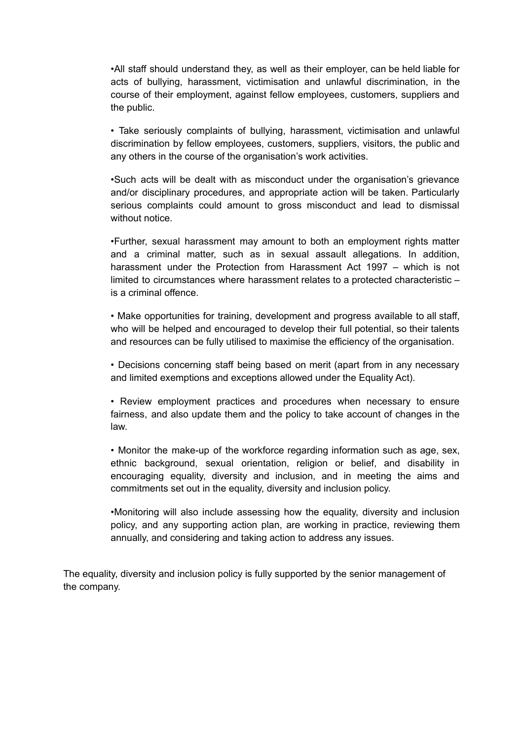- All staff should understand they, as well as their employer, can be held liable for acts of bullying, harassment, victimisation and unlawful discrimination, in the course of their employment, against fellow employees, customers, suppliers and the public.

- Take seriously complaints of bullying, harassment, victimisation and unlawful discrimination by fellow employees, customers, suppliers, visitors, the public and any others in the course of the organisation's work activities.

- Such acts will be dealt with as misconduct under the organisation's grievance and/or disciplinary procedures, and appropriate action will be taken. Particularly serious complaints could amount to gross misconduct and lead to dismissal without notice.

- Further, sexual harassment may amount to both an employment rights matter and a criminal matter, such as in sexual assault allegations. In addition, harassment under the Protection from Harassment Act 1997 – which is not limited to circumstances where harassment relates to a protected characteristic – is a criminal offence.

- Make opportunities for training, development and progress available to all staff, who will be helped and encouraged to develop their full potential, so their talents and resources can be fully utilised to maximise the efficiency of the organisation.

- Decisions concerning staff being based on merit (apart from in any necessary and limited exemptions and exceptions allowed under the Equality Act).

- Review employment practices and procedures when necessary to ensure fairness, and also update them and the policy to take account of changes in the law.

- Monitor the make-up of the workforce regarding information such as age, sex, ethnic background, sexual orientation, religion or belief, and disability in encouraging equality, diversity and inclusion, and in meeting the aims and commitments set out in the equality, diversity and inclusion policy.

- Monitoring will also include assessing how the equality, diversity and inclusion policy, and any supporting action plan, are working in practice, reviewing them annually, and considering and taking action to address any issues.

The equality, diversity and inclusion policy is fully supported by the senior management of the company.